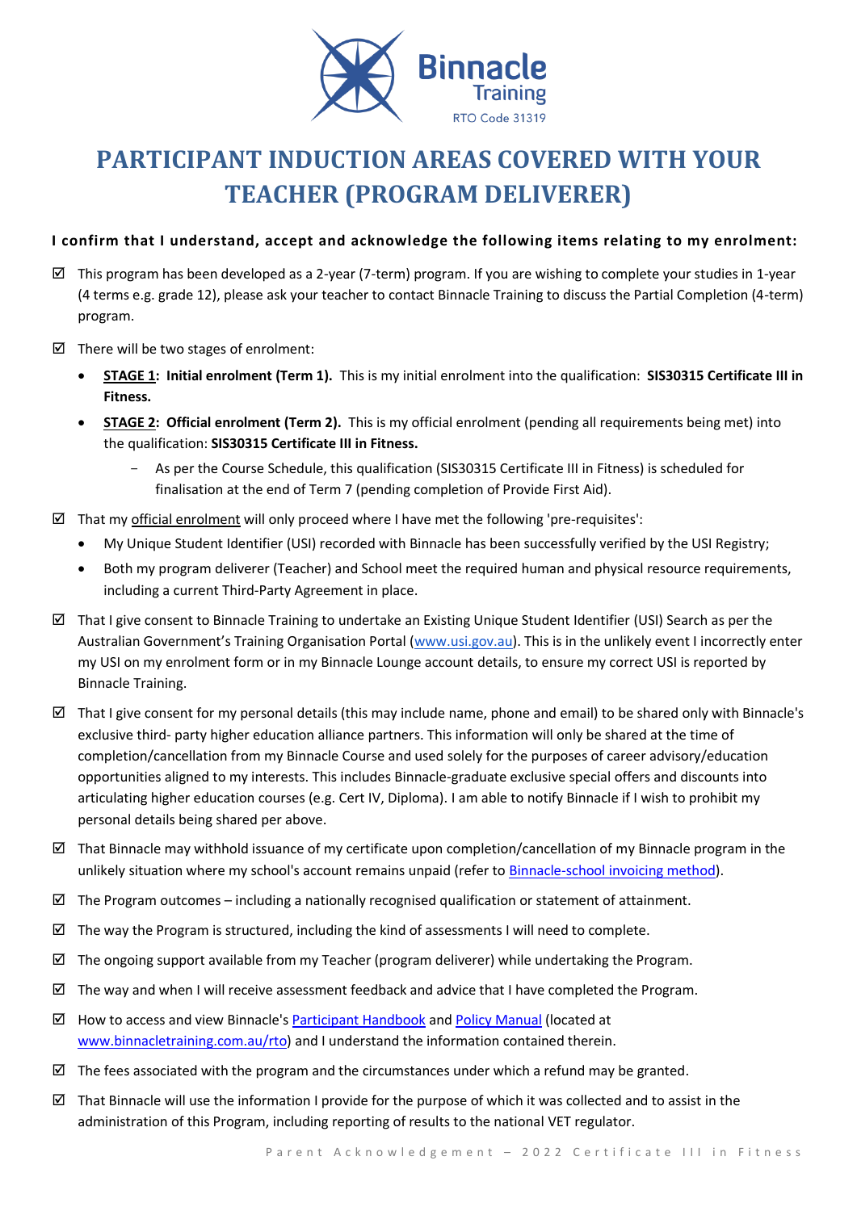Binnacle Training
RTO Code 31319

# PARTICIPANT INDUCTION AREAS COVERED WITH YOUR TEACHER (PROGRAM DELIVERER)

**I confirm that I understand, accept and acknowledge the following items relating to my enrolment:**

☑ This program has been developed as a 2-year (7-term) program. If you are wishing to complete your studies in 1-year (4 terms e.g. grade 12), please ask your teacher to contact Binnacle Training to discuss the Partial Completion (4-term) program.

☑ There will be two stages of enrolment:

- **STAGE 1: Initial enrolment (Term 1).** This is my initial enrolment into the qualification: **SIS30315 Certificate III in Fitness.**
- **STAGE 2: Official enrolment (Term 2).** This is my official enrolment (pending all requirements being met) into the qualification: **SIS30315 Certificate III in Fitness.**
  - As per the Course Schedule, this qualification (SIS30315 Certificate III in Fitness) is scheduled for finalisation at the end of Term 7 (pending completion of Provide First Aid).

☑ That my official enrolment will only proceed where I have met the following 'pre-requisites':

- My Unique Student Identifier (USI) recorded with Binnacle has been successfully verified by the USI Registry;
- Both my program deliverer (Teacher) and School meet the required human and physical resource requirements, including a current Third-Party Agreement in place.

☑ That I give consent to Binnacle Training to undertake an Existing Unique Student Identifier (USI) Search as per the Australian Government's Training Organisation Portal (www.usi.gov.au). This is in the unlikely event I incorrectly enter my USI on my enrolment form or in my Binnacle Lounge account details, to ensure my correct USI is reported by Binnacle Training.

☑ That I give consent for my personal details (this may include name, phone and email) to be shared only with Binnacle's exclusive third- party higher education alliance partners. This information will only be shared at the time of completion/cancellation from my Binnacle Course and used solely for the purposes of career advisory/education opportunities aligned to my interests. This includes Binnacle-graduate exclusive special offers and discounts into articulating higher education courses (e.g. Cert IV, Diploma). I am able to notify Binnacle if I wish to prohibit my personal details being shared per above.

☑ That Binnacle may withhold issuance of my certificate upon completion/cancellation of my Binnacle program in the unlikely situation where my school's account remains unpaid (refer to Binnacle-school invoicing method).

☑ The Program outcomes – including a nationally recognised qualification or statement of attainment.

☑ The way the Program is structured, including the kind of assessments I will need to complete.

☑ The ongoing support available from my Teacher (program deliverer) while undertaking the Program.

☑ The way and when I will receive assessment feedback and advice that I have completed the Program.

☑ How to access and view Binnacle's Participant Handbook and Policy Manual (located at www.binnacletraining.com.au/rto) and I understand the information contained therein.

☑ The fees associated with the program and the circumstances under which a refund may be granted.

☑ That Binnacle will use the information I provide for the purpose of which it was collected and to assist in the administration of this Program, including reporting of results to the national VET regulator.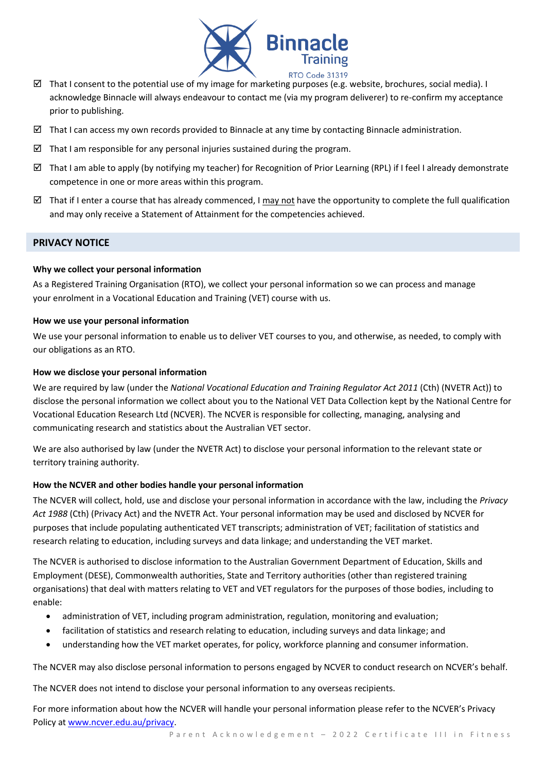- ☑ That I consent to the potential use of my image for marketing purposes (e.g. website, brochures, social media). I acknowledge Binnacle will always endeavour to contact me (via my program deliverer) to re-confirm my acceptance prior to publishing.
- ☑ That I can access my own records provided to Binnacle at any time by contacting Binnacle administration.
- ☑ That I am responsible for any personal injuries sustained during the program.
- ☑ That I am able to apply (by notifying my teacher) for Recognition of Prior Learning (RPL) if I feel I already demonstrate competence in one or more areas within this program.
- ☑ That if I enter a course that has already commenced, I may not have the opportunity to complete the full qualification and may only receive a Statement of Attainment for the competencies achieved.

## PRIVACY NOTICE

**Why we collect your personal information**

As a Registered Training Organisation (RTO), we collect your personal information so we can process and manage your enrolment in a Vocational Education and Training (VET) course with us.

**How we use your personal information**

We use your personal information to enable us to deliver VET courses to you, and otherwise, as needed, to comply with our obligations as an RTO.

**How we disclose your personal information**

We are required by law (under the *National Vocational Education and Training Regulator Act 2011* (Cth) (NVETR Act)) to disclose the personal information we collect about you to the National VET Data Collection kept by the National Centre for Vocational Education Research Ltd (NCVER). The NCVER is responsible for collecting, managing, analysing and communicating research and statistics about the Australian VET sector.

We are also authorised by law (under the NVETR Act) to disclose your personal information to the relevant state or territory training authority.

**How the NCVER and other bodies handle your personal information**

The NCVER will collect, hold, use and disclose your personal information in accordance with the law, including the *Privacy Act 1988* (Cth) (Privacy Act) and the NVETR Act. Your personal information may be used and disclosed by NCVER for purposes that include populating authenticated VET transcripts; administration of VET; facilitation of statistics and research relating to education, including surveys and data linkage; and understanding the VET market.

The NCVER is authorised to disclose information to the Australian Government Department of Education, Skills and Employment (DESE), Commonwealth authorities, State and Territory authorities (other than registered training organisations) that deal with matters relating to VET and VET regulators for the purposes of those bodies, including to enable:

- administration of VET, including program administration, regulation, monitoring and evaluation;
- facilitation of statistics and research relating to education, including surveys and data linkage; and
- understanding how the VET market operates, for policy, workforce planning and consumer information.

The NCVER may also disclose personal information to persons engaged by NCVER to conduct research on NCVER's behalf.

The NCVER does not intend to disclose your personal information to any overseas recipients.

For more information about how the NCVER will handle your personal information please refer to the NCVER's Privacy Policy at www.ncver.edu.au/privacy.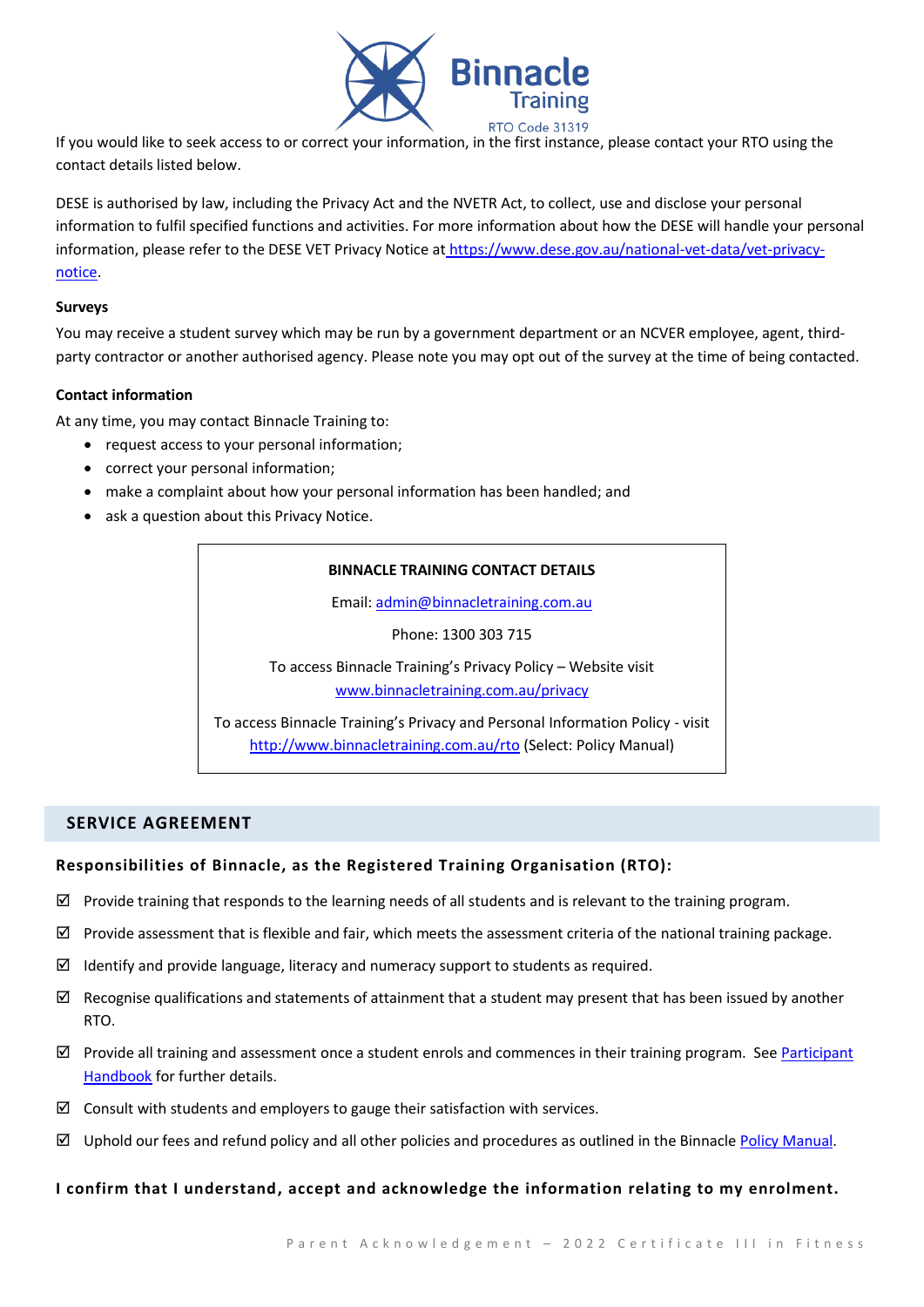If you would like to seek access to or correct your information, in the first instance, please contact your RTO using the contact details listed below.

DESE is authorised by law, including the Privacy Act and the NVETR Act, to collect, use and disclose your personal information to fulfil specified functions and activities. For more information about how the DESE will handle your personal information, please refer to the DESE VET Privacy Notice at https://www.dese.gov.au/national-vet-data/vet-privacy-notice.

**Surveys**

You may receive a student survey which may be run by a government department or an NCVER employee, agent, third-party contractor or another authorised agency. Please note you may opt out of the survey at the time of being contacted.

**Contact information**

At any time, you may contact Binnacle Training to:

- request access to your personal information;
- correct your personal information;
- make a complaint about how your personal information has been handled; and
- ask a question about this Privacy Notice.

**BINNACLE TRAINING CONTACT DETAILS**

Email: admin@binnacletraining.com.au

Phone: 1300 303 715

To access Binnacle Training's Privacy Policy – Website visit www.binnacletraining.com.au/privacy

To access Binnacle Training's Privacy and Personal Information Policy - visit http://www.binnacletraining.com.au/rto (Select: Policy Manual)

## SERVICE AGREEMENT

### Responsibilities of Binnacle, as the Registered Training Organisation (RTO):

☑ Provide training that responds to the learning needs of all students and is relevant to the training program.

☑ Provide assessment that is flexible and fair, which meets the assessment criteria of the national training package.

☑ Identify and provide language, literacy and numeracy support to students as required.

☑ Recognise qualifications and statements of attainment that a student may present that has been issued by another RTO.

☑ Provide all training and assessment once a student enrols and commences in their training program. See Participant Handbook for further details.

☑ Consult with students and employers to gauge their satisfaction with services.

☑ Uphold our fees and refund policy and all other policies and procedures as outlined in the Binnacle Policy Manual.

**I confirm that I understand, accept and acknowledge the information relating to my enrolment.**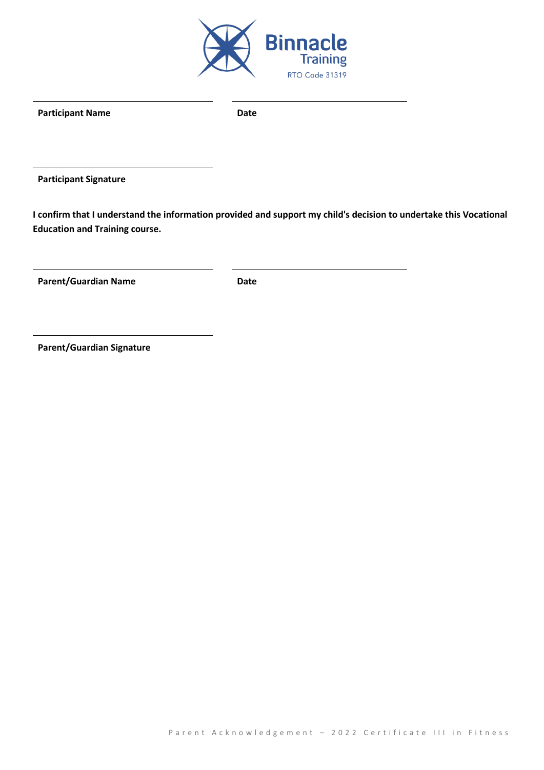Binnacle Training

RTO Code 31319

**Participant Name** **Date**

**Participant Signature**

**I confirm that I understand the information provided and support my child's decision to undertake this Vocational Education and Training course.**

**Parent/Guardian Name** **Date**

**Parent/Guardian Signature**